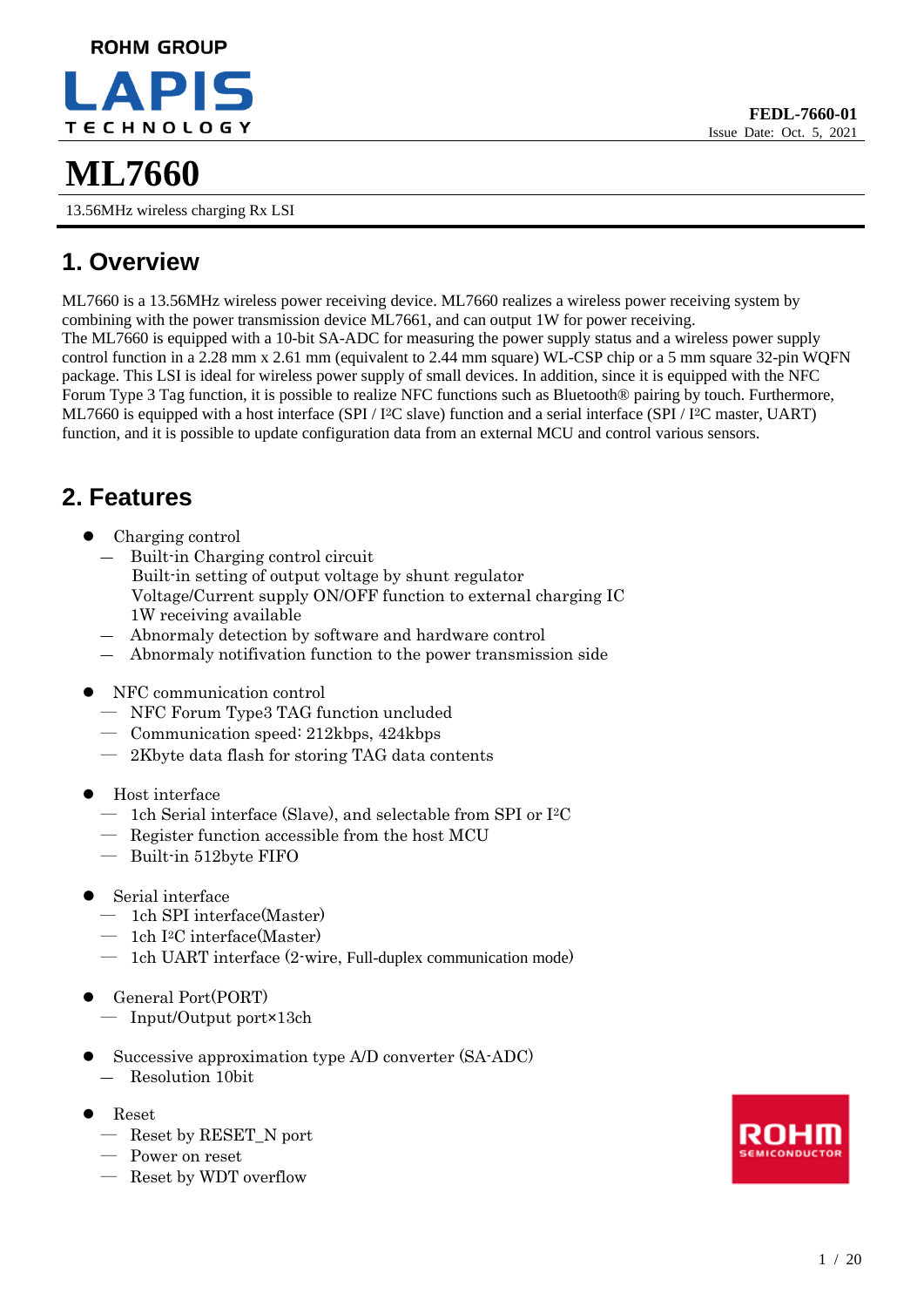ROHM GROUP

LAPIS TECHNOLOGY

FEDL-7660-01
Issue Date: Oct. 5, 2021

# ML7660

13.56MHz wireless charging Rx LSI

## 1. Overview

ML7660 is a 13.56MHz wireless power receiving device. ML7660 realizes a wireless power receiving system by combining with the power transmission device ML7661, and can output 1W for power receiving.
The ML7660 is equipped with a 10-bit SA-ADC for measuring the power supply status and a wireless power supply control function in a 2.28 mm x 2.61 mm (equivalent to 2.44 mm square) WL-CSP chip or a 5 mm square 32-pin WQFN package. This LSI is ideal for wireless power supply of small devices. In addition, since it is equipped with the NFC Forum Type 3 Tag function, it is possible to realize NFC functions such as Bluetooth® pairing by touch. Furthermore, ML7660 is equipped with a host interface (SPI / I²C slave) function and a serial interface (SPI / I²C master, UART) function, and it is possible to update configuration data from an external MCU and control various sensors.

## 2. Features

- Charging control
  - Built-in Charging control circuit
    Built-in setting of output voltage by shunt regulator
    Voltage/Current supply ON/OFF function to external charging IC
    1W receiving available
  - Abnormaly detection by software and hardware control
  - Abnormaly notification function to the power transmission side

- NFC communication control
  - NFC Forum Type3 TAG function uncluded
  - Communication speed: 212kbps, 424kbps
  - 2Kbyte data flash for storing TAG data contents

- Host interface
  - 1ch Serial interface (Slave), and selectable from SPI or I²C
  - Register function accessible from the host MCU
  - Built-in 512byte FIFO

- Serial interface
  - 1ch SPI interface(Master)
  - 1ch I²C interface(Master)
  - 1ch UART interface (2-wire, Full-duplex communication mode)

- General Port(PORT)
  - Input/Output port×13ch

- Successive approximation type A/D converter (SA-ADC)
  - Resolution 10bit

- Reset
  - Reset by RESET_N port
  - Power on reset
  - Reset by WDT overflow

ROHM SEMICONDUCTOR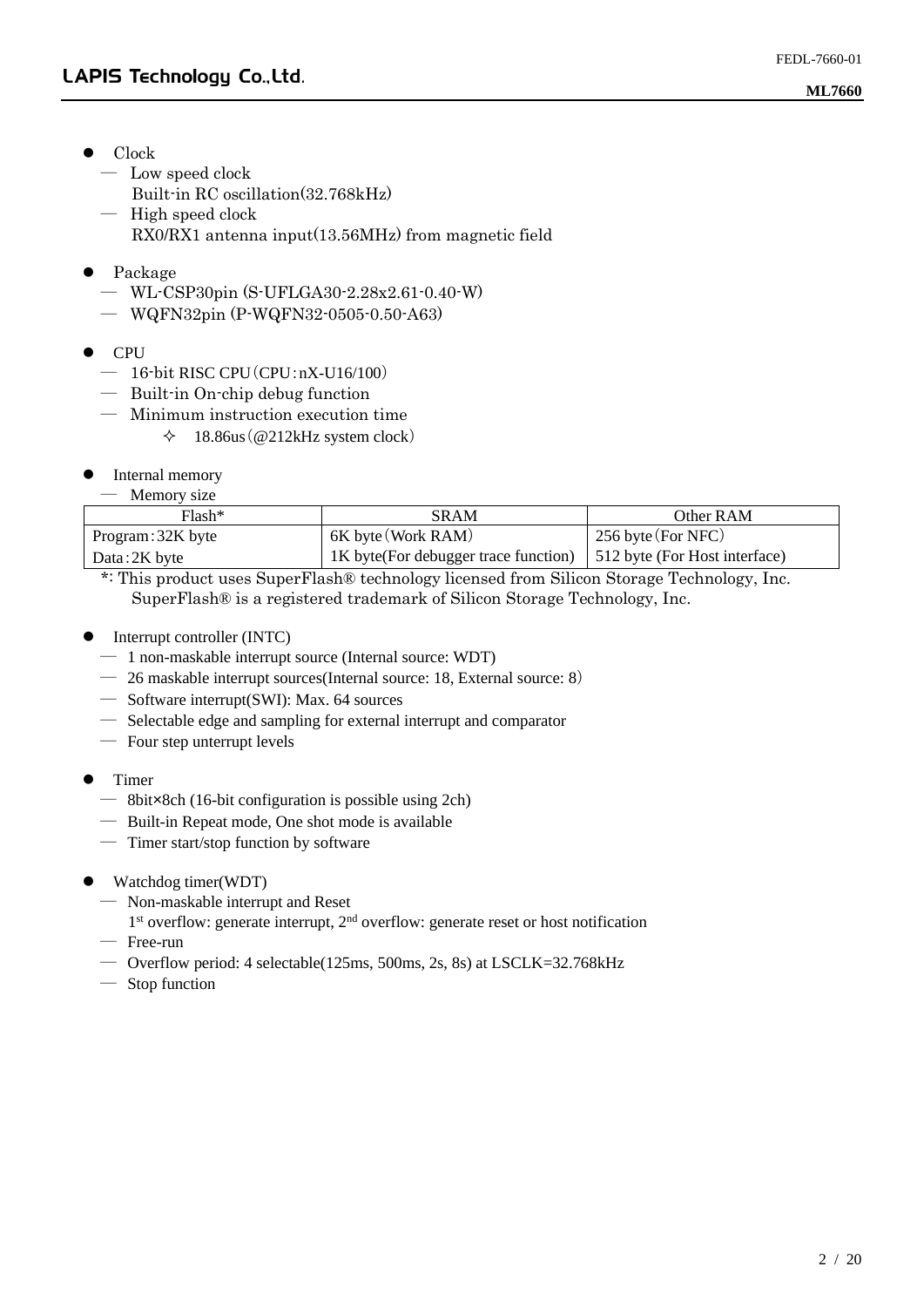- Clock
  - — Low speed clock
    Built-in RC oscillation(32.768kHz)
  - — High speed clock
    RX0/RX1 antenna input(13.56MHz) from magnetic field

- Package
  - — WL-CSP30pin (S-UFLGA30-2.28x2.61-0.40-W)
  - — WQFN32pin (P-WQFN32-0505-0.50-A63)

- CPU
  - — 16-bit RISC CPU（CPU：nX-U16/100）
  - — Built-in On-chip debug function
  - — Minimum instruction execution time
    - ✧ 18.86us（@212kHz system clock）

- Internal memory
  - — Memory size

| Flash* | SRAM | Other RAM |
|---|---|---|
| Program：32K byte | 6K byte（Work RAM） | 256 byte（For NFC） |
| Data：2K byte | 1K byte(For debugger trace function) | 512 byte (For Host interface) |

*: This product uses SuperFlash® technology licensed from Silicon Storage Technology, Inc.
SuperFlash® is a registered trademark of Silicon Storage Technology, Inc.

- Interrupt controller (INTC)
  - — 1 non-maskable interrupt source (Internal source: WDT)
  - — 26 maskable interrupt sources(Internal source: 18, External source: 8)
  - — Software interrupt(SWI): Max. 64 sources
  - — Selectable edge and sampling for external interrupt and comparator
  - — Four step unterrupt levels

- Timer
  - — 8bit×8ch (16-bit configuration is possible using 2ch)
  - — Built-in Repeat mode, One shot mode is available
  - — Timer start/stop function by software

- Watchdog timer(WDT)
  - — Non-maskable interrupt and Reset
    1st overflow: generate interrupt, 2nd overflow: generate reset or host notification
  - — Free-run
  - — Overflow period: 4 selectable(125ms, 500ms, 2s, 8s) at LSCLK=32.768kHz
  - — Stop function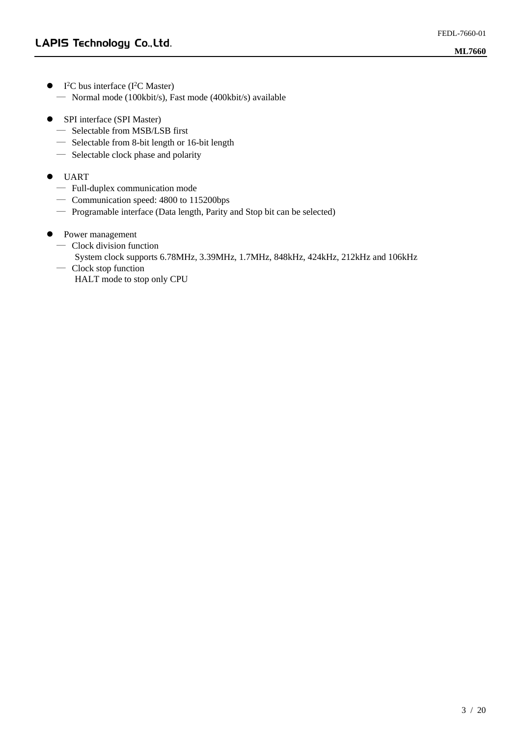- I$^2$C bus interface (I$^2$C Master)
  - Normal mode (100kbit/s), Fast mode (400kbit/s) available

- SPI interface (SPI Master)
  - Selectable from MSB/LSB first
  - Selectable from 8-bit length or 16-bit length
  - Selectable clock phase and polarity

- UART
  - Full-duplex communication mode
  - Communication speed: 4800 to 115200bps
  - Programable interface (Data length, Parity and Stop bit can be selected)

- Power management
  - Clock division function
    System clock supports 6.78MHz, 3.39MHz, 1.7MHz, 848kHz, 424kHz, 212kHz and 106kHz
  - Clock stop function
    HALT mode to stop only CPU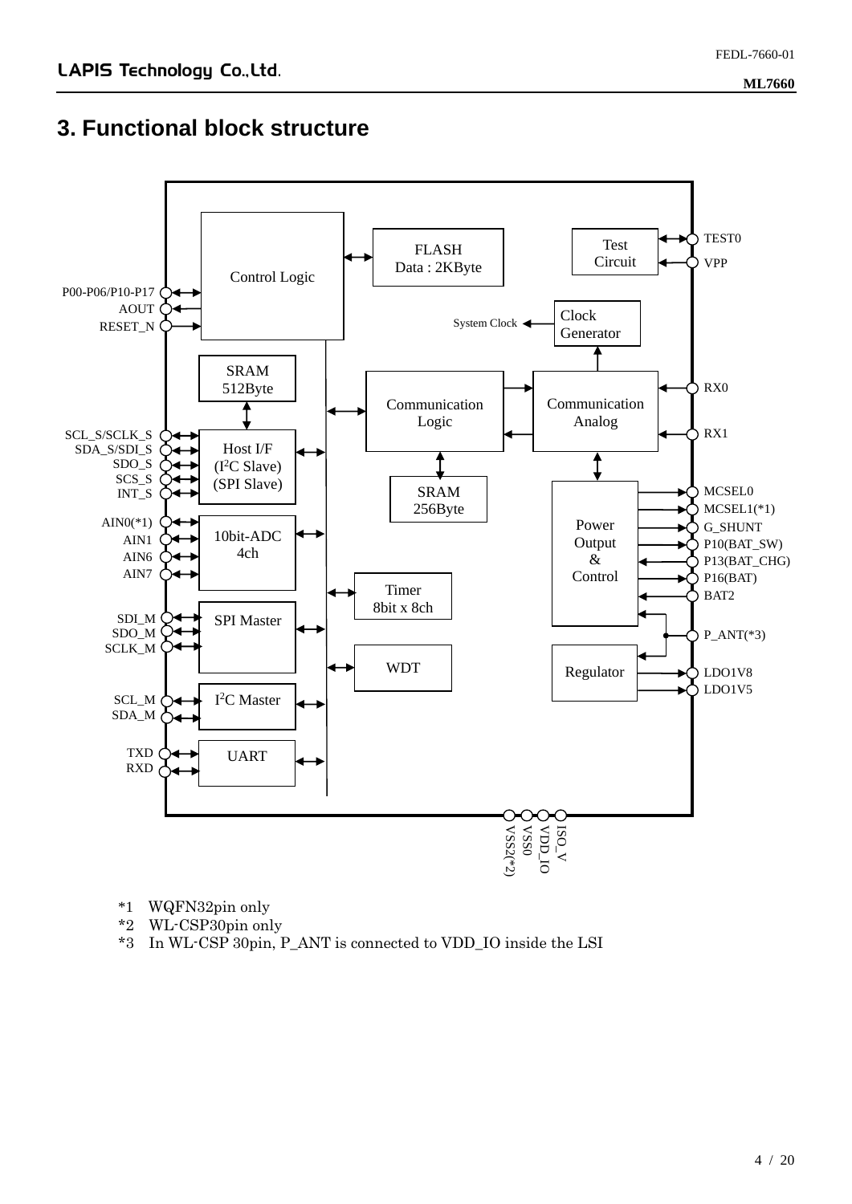# 3. Functional block structure

Control Logic

FLASH
Data : 2KByte

Test
Circuit

TEST0

VPP

P00-P06/P10-P17

AOUT

RESET_N

System Clock

Clock
Generator

SRAM
512Byte

Communication
Logic

Communication
Analog

RX0

RX1

SCL_S/SCLK_S
SDA_S/SDI_S
SDO_S
SCS_S
INT_S

Host I/F
(I$^2$C Slave)
(SPI Slave)

SRAM
256Byte

Power
Output
&
Control

MCSEL0
MCSEL1(*1)
G_SHUNT
P10(BAT_SW)
P13(BAT_CHG)
P16(BAT)
BAT2

AIN0(*1)
AIN1
AIN6
AIN7

10bit-ADC
4ch

Timer
8bit x 8ch

P_ANT(*3)

SDI_M
SDO_M
SCLK_M

SPI Master

WDT

Regulator

LDO1V8
LDO1V5

SCL_M
SDA_M

I$^2$C Master

TXD
RXD

UART

VSS2(*2)
VSS0
VDD_IO
ISO_V

*1 WQFN32pin only
*2 WL-CSP30pin only
*3 In WL-CSP 30pin, P_ANT is connected to VDD_IO inside the LSI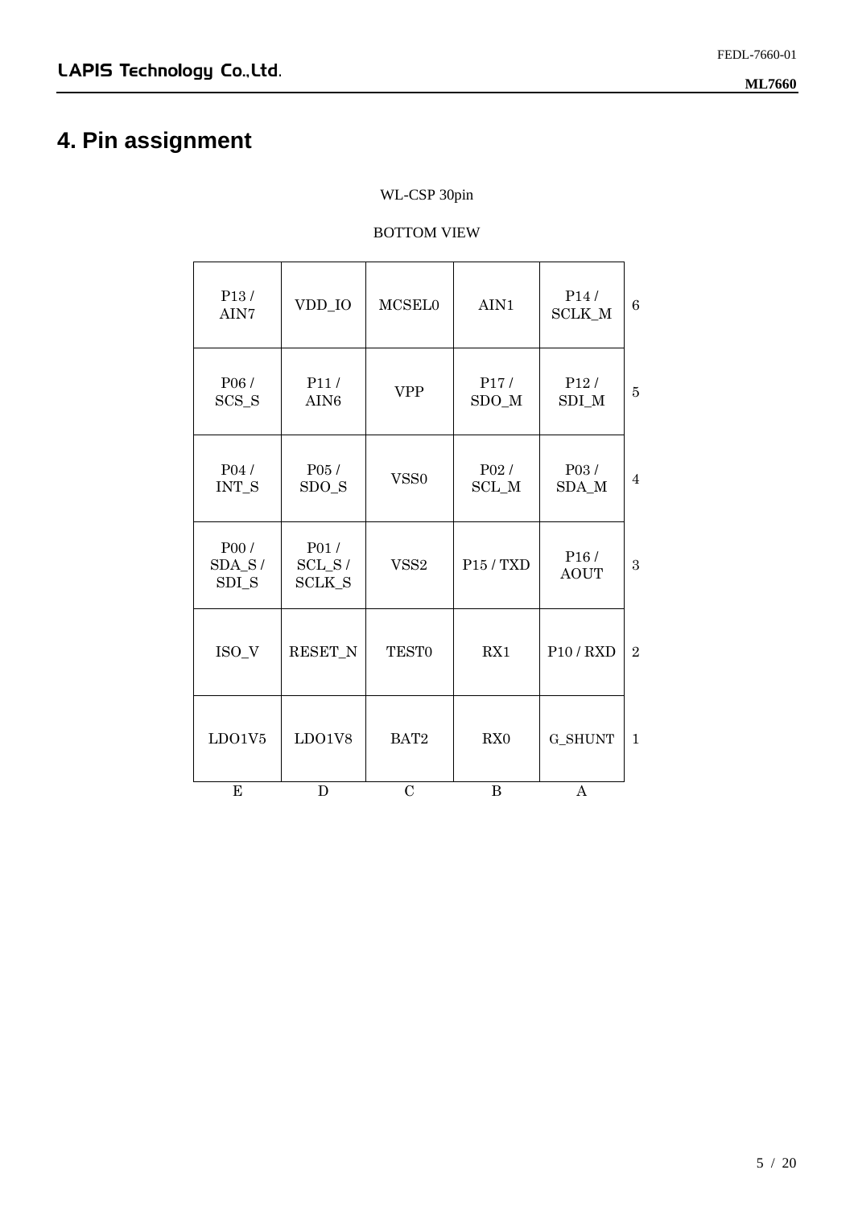# 4. Pin assignment

WL-CSP 30pin

BOTTOM VIEW

| | | | | | |
|---|---|---|---|---|---|
| P13 / AIN7 | VDD_IO | MCSEL0 | AIN1 | P14 / SCLK_M | 6 |
| P06 / SCS_S | P11 / AIN6 | VPP | P17 / SDO_M | P12 / SDI_M | 5 |
| P04 / INT_S | P05 / SDO_S | VSS0 | P02 / SCL_M | P03 / SDA_M | 4 |
| P00 / SDA_S / SDI_S | P01 / SCL_S / SCLK_S | VSS2 | P15 / TXD | P16 / AOUT | 3 |
| ISO_V | RESET_N | TEST0 | RX1 | P10 / RXD | 2 |
| LDO1V5 | LDO1V8 | BAT2 | RX0 | G_SHUNT | 1 |
| E | D | C | B | A | |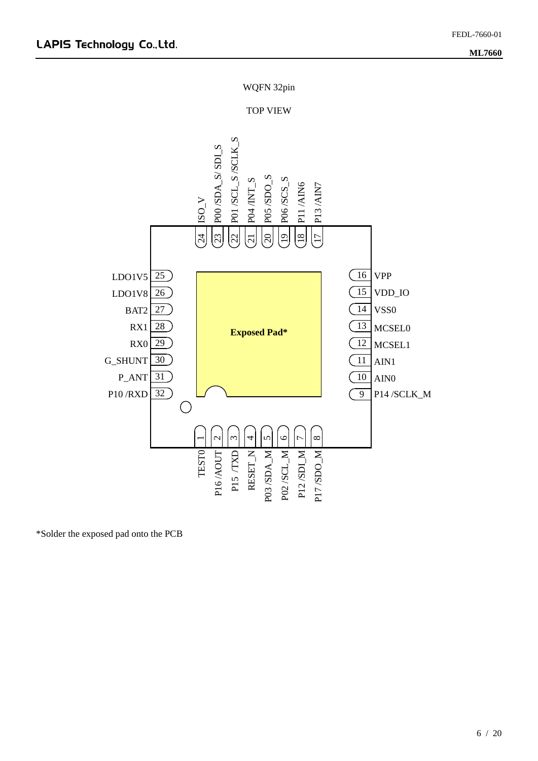WQFN 32pin

TOP VIEW

| Pin | Name |
|---|---|
| 1 | TEST0 |
| 2 | P16 /AOUT |
| 3 | P15 /TXD |
| 4 | RESET_N |
| 5 | P03 /SDA_M |
| 6 | P02 /SCL_M |
| 7 | P12 /SDI_M |
| 8 | P17 /SDO_M |
| 9 | P14 /SCLK_M |
| 10 | AIN0 |
| 11 | AIN1 |
| 12 | MCSEL1 |
| 13 | MCSEL0 |
| 14 | VSS0 |
| 15 | VDD_IO |
| 16 | VPP |
| 17 | P13 /AIN7 |
| 18 | P11 /AIN6 |
| 19 | P06 /SCS_S |
| 20 | P05 /SDO_S |
| 21 | P04 /INT_S |
| 22 | P01 /SCL_S /SCLK_S |
| 23 | P00 /SDA_S/ SDI_S |
| 24 | ISO_V |
| 25 | LDO1V5 |
| 26 | LDO1V8 |
| 27 | BAT2 |
| 28 | RX1 |
| 29 | RX0 |
| 30 | G_SHUNT |
| 31 | P_ANT |
| 32 | P10 /RXD |

**Exposed Pad***

*Solder the exposed pad onto the PCB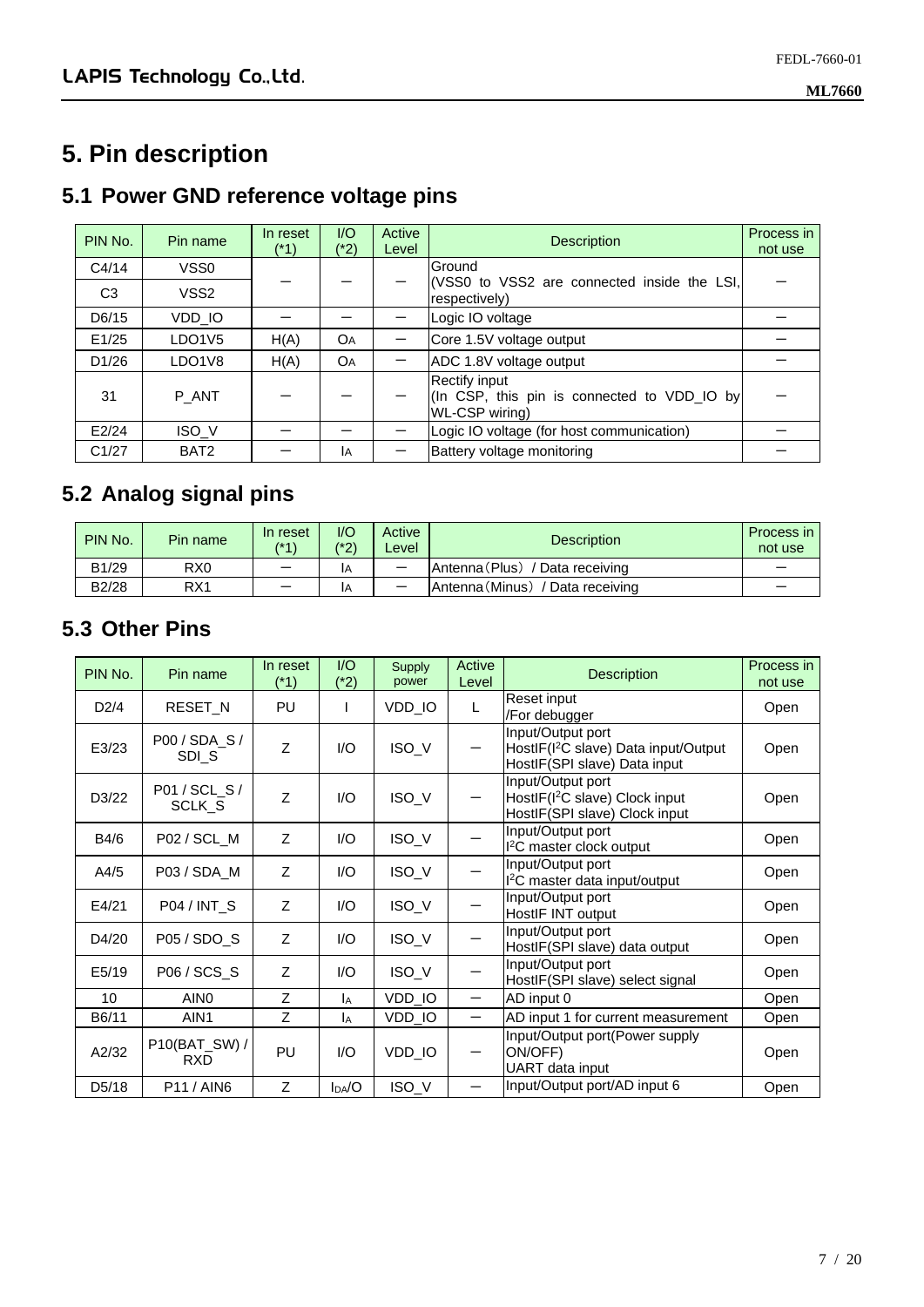# 5. Pin description

## 5.1 Power GND reference voltage pins

| PIN No. | Pin name | In reset (*1) | I/O (*2) | Active Level | Description | Process in not use |
|---|---|---|---|---|---|---|
| C4/14 | VSS0 | ー | ー | ー | Ground (VSS0 to VSS2 are connected inside the LSI, respectively) | ー |
| C3 | VSS2 | | | | | |
| D6/15 | VDD_IO | ー | ー | ー | Logic IO voltage | ー |
| E1/25 | LDO1V5 | H(A) | OA | ー | Core 1.5V voltage output | ー |
| D1/26 | LDO1V8 | H(A) | OA | ー | ADC 1.8V voltage output | ー |
| 31 | P_ANT | ー | ー | ー | Rectify input (In CSP, this pin is connected to VDD_IO by WL-CSP wiring) | ー |
| E2/24 | ISO_V | ー | ー | ー | Logic IO voltage (for host communication) | ー |
| C1/27 | BAT2 | ー | IA | ー | Battery voltage monitoring | ー |

## 5.2 Analog signal pins

| PIN No. | Pin name | In reset (*1) | I/O (*2) | Active Level | Description | Process in not use |
|---|---|---|---|---|---|---|
| B1/29 | RX0 | ー | IA | ー | Antenna（Plus） / Data receiving | ー |
| B2/28 | RX1 | ー | IA | ー | Antenna（Minus） / Data receiving | ー |

## 5.3 Other Pins

| PIN No. | Pin name | In reset (*1) | I/O (*2) | Supply power | Active Level | Description | Process in not use |
|---|---|---|---|---|---|---|---|
| D2/4 | RESET_N | PU | I | VDD_IO | L | Reset input /For debugger | Open |
| E3/23 | P00 / SDA_S / SDI_S | Z | I/O | ISO_V | ー | Input/Output port HostIF(I$^2$C slave) Data input/Output HostIF(SPI slave) Data input | Open |
| D3/22 | P01 / SCL_S / SCLK_S | Z | I/O | ISO_V | ー | Input/Output port HostIF(I$^2$C slave) Clock input HostIF(SPI slave) Clock input | Open |
| B4/6 | P02 / SCL_M | Z | I/O | ISO_V | ー | Input/Output port I$^2$C master clock output | Open |
| A4/5 | P03 / SDA_M | Z | I/O | ISO_V | ー | Input/Output port I$^2$C master data input/output | Open |
| E4/21 | P04 / INT_S | Z | I/O | ISO_V | ー | Input/Output port HostIF INT output | Open |
| D4/20 | P05 / SDO_S | Z | I/O | ISO_V | ー | Input/Output port HostIF(SPI slave) data output | Open |
| E5/19 | P06 / SCS_S | Z | I/O | ISO_V | ー | Input/Output port HostIF(SPI slave) select signal | Open |
| 10 | AIN0 | Z | IA | VDD_IO | ー | AD input 0 | Open |
| B6/11 | AIN1 | Z | IA | VDD_IO | ー | AD input 1 for current measurement | Open |
| A2/32 | P10(BAT_SW) / RXD | PU | I/O | VDD_IO | ー | Input/Output port(Power supply ON/OFF) UART data input | Open |
| D5/18 | P11 / AIN6 | Z | IDA/O | ISO_V | ー | Input/Output port/AD input 6 | Open |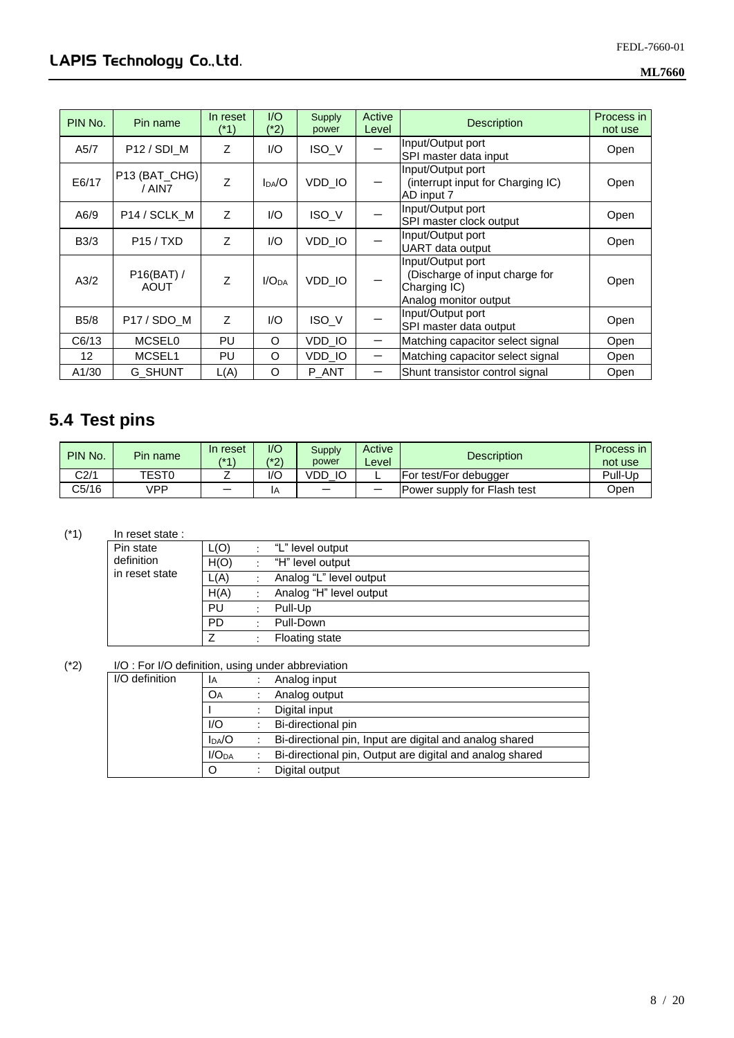| PIN No. | Pin name | In reset (*1) | I/O (*2) | Supply power | Active Level | Description | Process in not use |
|---|---|---|---|---|---|---|---|
| A5/7 | P12 / SDI_M | Z | I/O | ISO_V | − | Input/Output port<br>SPI master data input | Open |
| E6/17 | P13 (BAT_CHG) / AIN7 | Z | $I_{DA}$/O | VDD_IO | − | Input/Output port<br>(interrupt input for Charging IC)<br>AD input 7 | Open |
| A6/9 | P14 / SCLK_M | Z | I/O | ISO_V | − | Input/Output port<br>SPI master clock output | Open |
| B3/3 | P15 / TXD | Z | I/O | VDD_IO | − | Input/Output port<br>UART data output | Open |
| A3/2 | P16(BAT) / AOUT | Z | I/$O_{DA}$ | VDD_IO | − | Input/Output port<br>(Discharge of input charge for Charging IC)<br>Analog monitor output | Open |
| B5/8 | P17 / SDO_M | Z | I/O | ISO_V | − | Input/Output port<br>SPI master data output | Open |
| C6/13 | MCSEL0 | PU | O | VDD_IO | − | Matching capacitor select signal | Open |
| 12 | MCSEL1 | PU | O | VDD_IO | − | Matching capacitor select signal | Open |
| A1/30 | G_SHUNT | L(A) | O | P_ANT | − | Shunt transistor control signal | Open |

## 5.4 Test pins

| PIN No. | Pin name | In reset (*1) | I/O (*2) | Supply power | Active Level | Description | Process in not use |
|---|---|---|---|---|---|---|---|
| C2/1 | TEST0 | Z | I/O | VDD_IO | L | For test/For debugger | Pull-Up |
| C5/16 | VPP | − | $I_A$ | − | − | Power supply for Flash test | Open |

(*1) In reset state :

| Pin state definition in reset state | | | |
|---|---|---|---|
| | L(O) | : | "L" level output |
| | H(O) | : | "H" level output |
| | L(A) | : | Analog "L" level output |
| | H(A) | : | Analog "H" level output |
| | PU | : | Pull-Up |
| | PD | : | Pull-Down |
| | Z | : | Floating state |

(*2) I/O : For I/O definition, using under abbreviation

| I/O definition | | | |
|---|---|---|---|
| | $I_A$ | : | Analog input |
| | $O_A$ | : | Analog output |
| | I | : | Digital input |
| | I/O | : | Bi-directional pin |
| | $I_{DA}$/O | : | Bi-directional pin, Input are digital and analog shared |
| | I/$O_{DA}$ | : | Bi-directional pin, Output are digital and analog shared |
| | O | : | Digital output |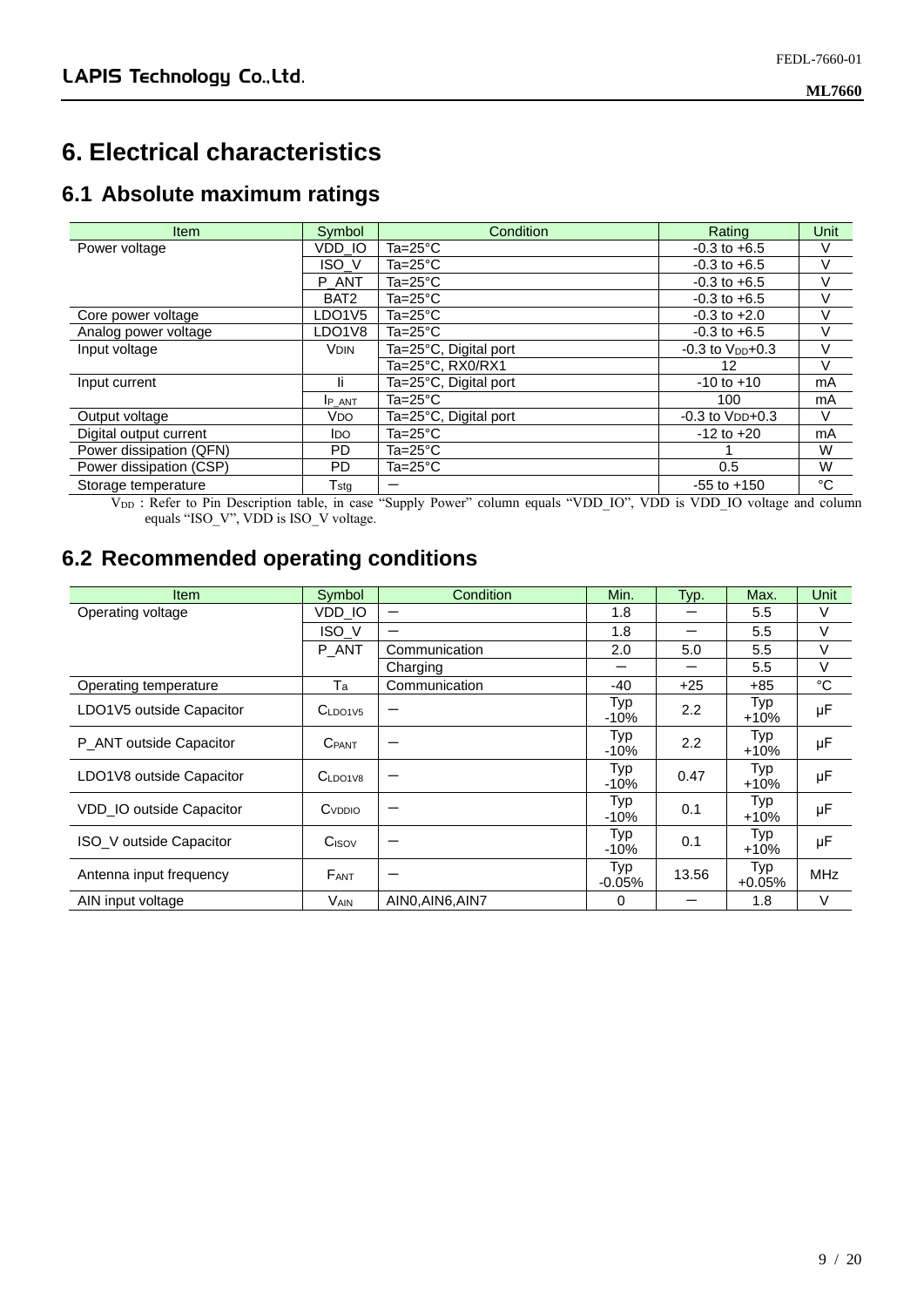# 6. Electrical characteristics

## 6.1 Absolute maximum ratings

| Item | Symbol | Condition | Rating | Unit |
|---|---|---|---|---|
| Power voltage | VDD_IO | Ta=25°C | -0.3 to +6.5 | V |
| | ISO_V | Ta=25°C | -0.3 to +6.5 | V |
| | P_ANT | Ta=25°C | -0.3 to +6.5 | V |
| | BAT2 | Ta=25°C | -0.3 to +6.5 | V |
| Core power voltage | LDO1V5 | Ta=25°C | -0.3 to +2.0 | V |
| Analog power voltage | LDO1V8 | Ta=25°C | -0.3 to +6.5 | V |
| Input voltage | $V_{DIN}$ | Ta=25°C, Digital port | -0.3 to $V_{DD}$+0.3 | V |
| | | Ta=25°C, RX0/RX1 | 12 | V |
| Input current | Ii | Ta=25°C, Digital port | -10 to +10 | mA |
| | $I_{P\_ANT}$ | Ta=25°C | 100 | mA |
| Output voltage | $V_{DO}$ | Ta=25°C, Digital port | -0.3 to $V_{DD}$+0.3 | V |
| Digital output current | $I_{DO}$ | Ta=25°C | -12 to +20 | mA |
| Power dissipation (QFN) | PD | Ta=25°C | 1 | W |
| Power dissipation (CSP) | PD | Ta=25°C | 0.5 | W |
| Storage temperature | $T_{stg}$ | ー | -55 to +150 | °C |

$V_{DD}$ : Refer to Pin Description table, in case "Supply Power" column equals "VDD_IO", VDD is VDD_IO voltage and column equals "ISO_V", VDD is ISO_V voltage.

## 6.2 Recommended operating conditions

| Item | Symbol | Condition | Min. | Typ. | Max. | Unit |
|---|---|---|---|---|---|---|
| Operating voltage | VDD_IO | ー | 1.8 | ー | 5.5 | V |
| | ISO_V | ー | 1.8 | ー | 5.5 | V |
| | P_ANT | Communication | 2.0 | 5.0 | 5.5 | V |
| | | Charging | ー | ー | 5.5 | V |
| Operating temperature | Ta | Communication | -40 | +25 | +85 | °C |
| LDO1V5 outside Capacitor | $C_{LDO1V5}$ | ー | Typ -10% | 2.2 | Typ +10% | μF |
| P_ANT outside Capacitor | $C_{PANT}$ | ー | Typ -10% | 2.2 | Typ +10% | μF |
| LDO1V8 outside Capacitor | $C_{LDO1V8}$ | ー | Typ -10% | 0.47 | Typ +10% | μF |
| VDD_IO outside Capacitor | $C_{VDDIO}$ | ー | Typ -10% | 0.1 | Typ +10% | μF |
| ISO_V outside Capacitor | $C_{ISOV}$ | ー | Typ -10% | 0.1 | Typ +10% | μF |
| Antenna input frequency | $F_{ANT}$ | ー | Typ -0.05% | 13.56 | Typ +0.05% | MHz |
| AIN input voltage | $V_{AIN}$ | AIN0,AIN6,AIN7 | 0 | ー | 1.8 | V |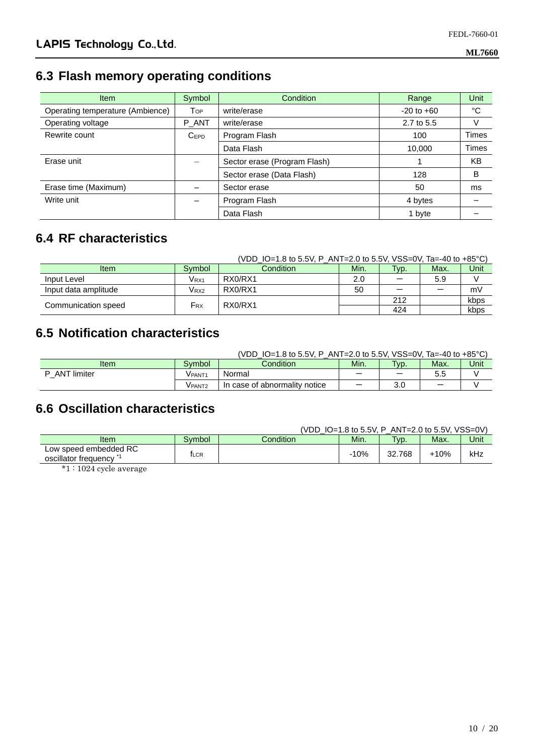## 6.3 Flash memory operating conditions

| Item | Symbol | Condition | Range | Unit |
|---|---|---|---|---|
| Operating temperature (Ambience) | $T_{OP}$ | write/erase | -20 to +60 | °C |
| Operating voltage | P_ANT | write/erase | 2.7 to 5.5 | V |
| Rewrite count | $C_{EPD}$ | Program Flash | 100 | Times |
| | | Data Flash | 10,000 | Times |
| Erase unit | – | Sector erase (Program Flash) | 1 | KB |
| | | Sector erase (Data Flash) | 128 | B |
| Erase time (Maximum) | – | Sector erase | 50 | ms |
| Write unit | – | Program Flash | 4 bytes | – |
| | | Data Flash | 1 byte | – |

## 6.4 RF characteristics

(VDD_IO=1.8 to 5.5V, P_ANT=2.0 to 5.5V, VSS=0V, Ta=-40 to +85°C)

| Item | Symbol | Condition | Min. | Typ. | Max. | Unit |
|---|---|---|---|---|---|---|
| Input Level | $V_{RX1}$ | RX0/RX1 | 2.0 | – | 5.9 | V |
| Input data amplitude | $V_{RX2}$ | RX0/RX1 | 50 | – | – | mV |
| Communication speed | $F_{RX}$ | RX0/RX1 | | 212 | | kbps |
| | | | | 424 | | kbps |

## 6.5 Notification characteristics

(VDD_IO=1.8 to 5.5V, P_ANT=2.0 to 5.5V, VSS=0V, Ta=-40 to +85°C)

| Item | Symbol | Condition | Min. | Typ. | Max. | Unit |
|---|---|---|---|---|---|---|
| P_ANT limiter | $V_{PANT1}$ | Normal | – | – | 5.5 | V |
| | $V_{PANT2}$ | In case of abnormality notice | – | 3.0 | – | V |

## 6.6 Oscillation characteristics

(VDD_IO=1.8 to 5.5V, P_ANT=2.0 to 5.5V, VSS=0V)

| Item | Symbol | Condition | Min. | Typ. | Max. | Unit |
|---|---|---|---|---|---|---|
| Low speed embedded RC oscillator frequency *1 | $f_{LCR}$ | | -10% | 32.768 | +10% | kHz |

*1：1024 cycle average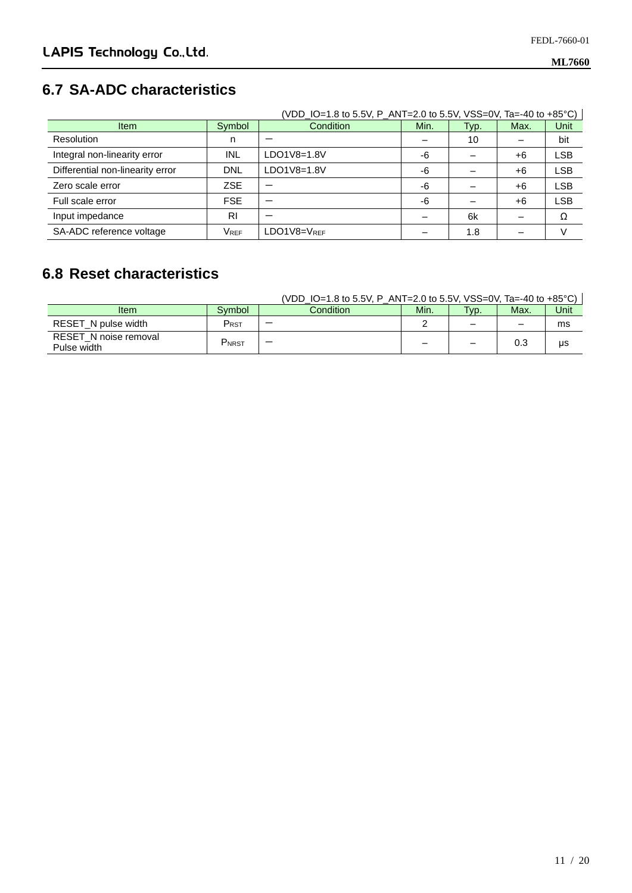## 6.7 SA-ADC characteristics

(VDD_IO=1.8 to 5.5V, P_ANT=2.0 to 5.5V, VSS=0V, Ta=-40 to +85°C)

| Item | Symbol | Condition | Min. | Typ. | Max. | Unit |
|---|---|---|---|---|---|---|
| Resolution | n | ― | – | 10 | – | bit |
| Integral non-linearity error | INL | LDO1V8=1.8V | -6 | – | +6 | LSB |
| Differential non-linearity error | DNL | LDO1V8=1.8V | -6 | – | +6 | LSB |
| Zero scale error | ZSE | ― | -6 | – | +6 | LSB |
| Full scale error | FSE | ― | -6 | – | +6 | LSB |
| Input impedance | RI | ― | – | 6k | – | Ω |
| SA-ADC reference voltage | $V_{REF}$ | LDO1V8=$V_{REF}$ | – | 1.8 | – | V |

## 6.8 Reset characteristics

(VDD_IO=1.8 to 5.5V, P_ANT=2.0 to 5.5V, VSS=0V, Ta=-40 to +85°C)

| Item | Symbol | Condition | Min. | Typ. | Max. | Unit |
|---|---|---|---|---|---|---|
| RESET_N pulse width | $P_{RST}$ | ― | 2 | – | – | ms |
| RESET_N noise removal Pulse width | $P_{NRST}$ | ― | – | – | 0.3 | μs |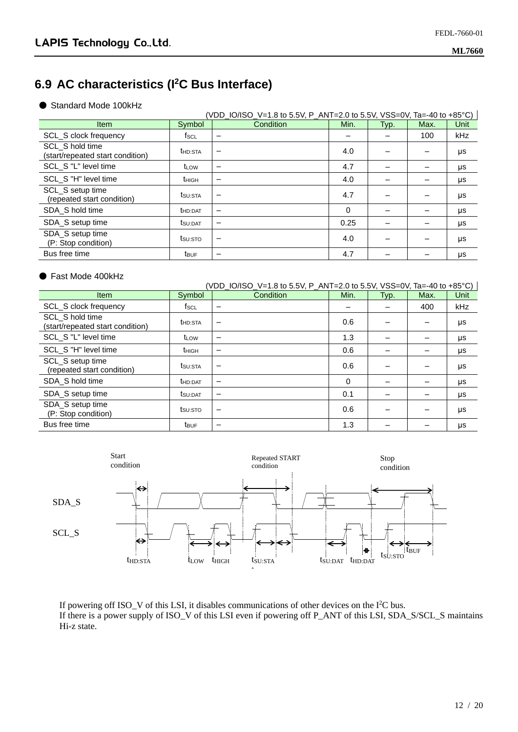## 6.9 AC characteristics (I²C Bus Interface)

● Standard Mode 100kHz

(VDD_IO/ISO_V=1.8 to 5.5V, P_ANT=2.0 to 5.5V, VSS=0V, Ta=-40 to +85°C)

| Item | Symbol | Condition | Min. | Typ. | Max. | Unit |
|---|---|---|---|---|---|---|
| SCL_S clock frequency | $f_{SCL}$ | – | – | – | 100 | kHz |
| SCL_S hold time (start/repeated start condition) | $t_{HD:STA}$ | – | 4.0 | – | – | μs |
| SCL_S "L" level time | $t_{LOW}$ | – | 4.7 | – | – | μs |
| SCL_S "H" level time | $t_{HIGH}$ | – | 4.0 | – | – | μs |
| SCL_S setup time (repeated start condition) | $t_{SU:STA}$ | – | 4.7 | – | – | μs |
| SDA_S hold time | $t_{HD:DAT}$ | – | 0 | – | – | μs |
| SDA_S setup time | $t_{SU:DAT}$ | – | 0.25 | – | – | μs |
| SDA_S setup time (P: Stop condition) | $t_{SU:STO}$ | – | 4.0 | – | – | μs |
| Bus free time | $t_{BUF}$ | – | 4.7 | – | – | μs |

● Fast Mode 400kHz

(VDD_IO/ISO_V=1.8 to 5.5V, P_ANT=2.0 to 5.5V, VSS=0V, Ta=-40 to +85°C)

| Item | Symbol | Condition | Min. | Typ. | Max. | Unit |
|---|---|---|---|---|---|---|
| SCL_S clock frequency | $f_{SCL}$ | – | – | – | 400 | kHz |
| SCL_S hold time (start/repeated start condition) | $t_{HD:STA}$ | – | 0.6 | – | – | μs |
| SCL_S "L" level time | $t_{LOW}$ | – | 1.3 | – | – | μs |
| SCL_S "H" level time | $t_{HIGH}$ | – | 0.6 | – | – | μs |
| SCL_S setup time (repeated start condition) | $t_{SU:STA}$ | – | 0.6 | – | – | μs |
| SDA_S hold time | $t_{HD:DAT}$ | – | 0 | – | – | μs |
| SDA_S setup time | $t_{SU:DAT}$ | – | 0.1 | – | – | μs |
| SDA_S setup time (P: Stop condition) | $t_{SU:STO}$ | – | 0.6 | – | – | μs |
| Bus free time | $t_{BUF}$ | – | 1.3 | – | – | μs |

Start condition — Repeated START condition — Stop condition

SDA_S

SCL_S

$t_{HD:STA}$ $t_{LOW}$ $t_{HIGH}$ $t_{SU:STA}$ $t_{SU:DAT}$ $t_{HD:DAT}$ $t_{SU:STO}$ $t_{BUF}$

If powering off ISO_V of this LSI, it disables communications of other devices on the I²C bus.
If there is a power supply of ISO_V of this LSI even if powering off P_ANT of this LSI, SDA_S/SCL_S maintains Hi-z state.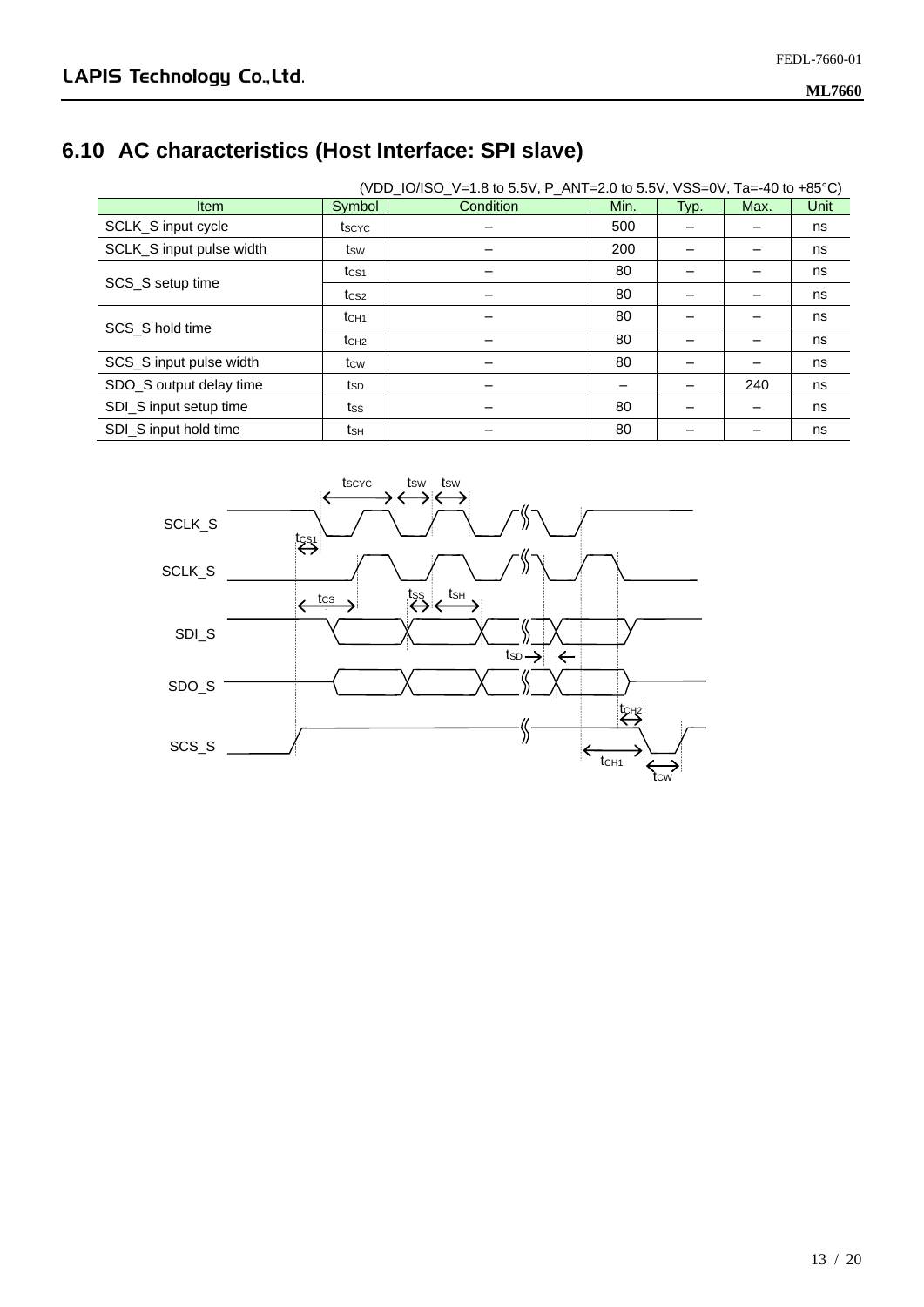## 6.10 AC characteristics (Host Interface: SPI slave)

(VDD_IO/ISO_V=1.8 to 5.5V, P_ANT=2.0 to 5.5V, VSS=0V, Ta=-40 to +85°C)

| Item | Symbol | Condition | Min. | Typ. | Max. | Unit |
|---|---|---|---|---|---|---|
| SCLK_S input cycle | $t_{SCYC}$ | – | 500 | – | – | ns |
| SCLK_S input pulse width | $t_{SW}$ | – | 200 | – | – | ns |
| SCS_S setup time | $t_{CS1}$ | – | 80 | – | – | ns |
| | $t_{CS2}$ | – | 80 | – | – | ns |
| SCS_S hold time | $t_{CH1}$ | – | 80 | – | – | ns |
| | $t_{CH2}$ | – | 80 | – | – | ns |
| SCS_S input pulse width | $t_{CW}$ | – | 80 | – | – | ns |
| SDO_S output delay time | $t_{SD}$ | – | – | – | 240 | ns |
| SDI_S input setup time | $t_{SS}$ | – | 80 | – | – | ns |
| SDI_S input hold time | $t_{SH}$ | – | 80 | – | – | ns |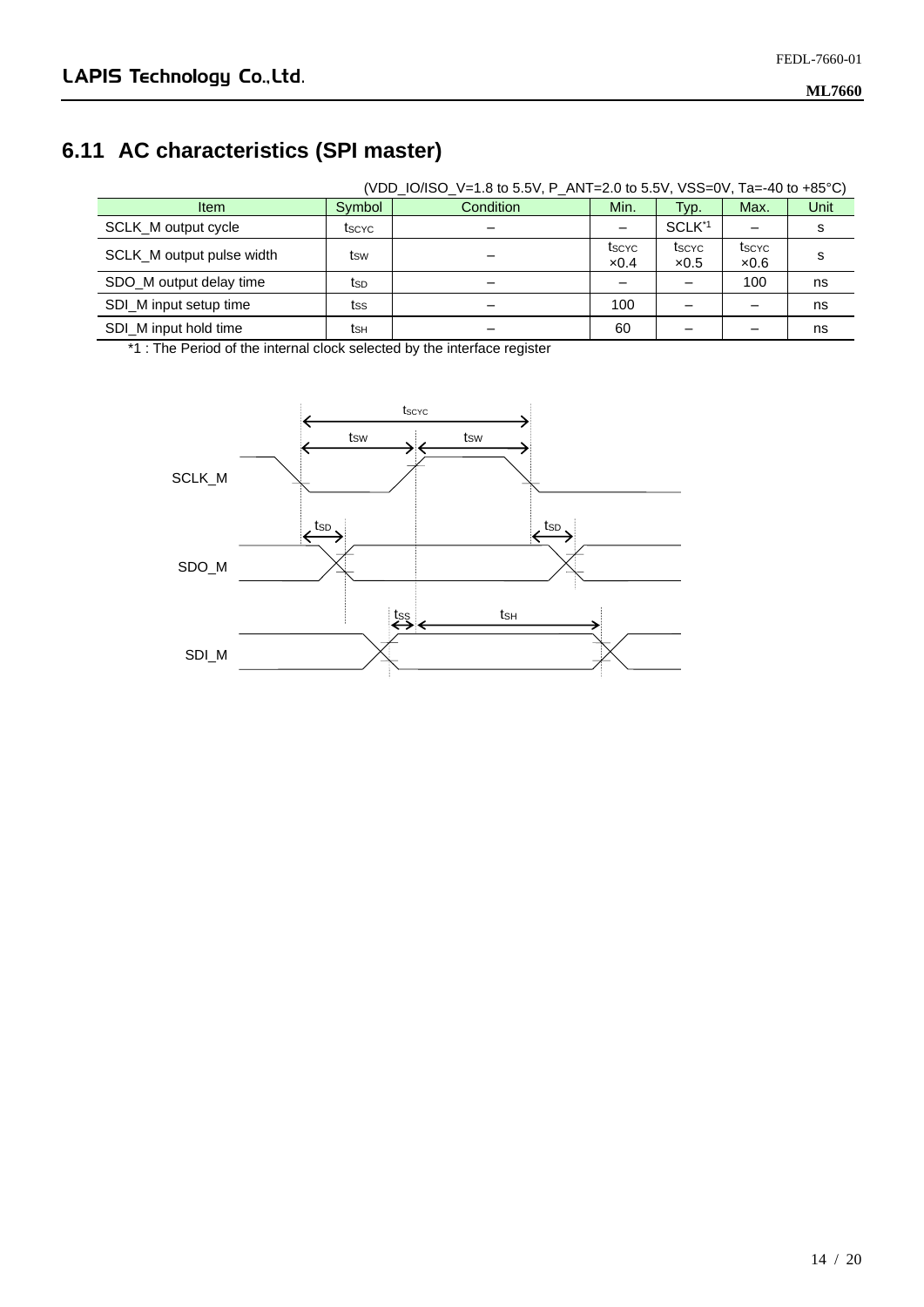## 6.11 AC characteristics (SPI master)

(VDD_IO/ISO_V=1.8 to 5.5V, P_ANT=2.0 to 5.5V, VSS=0V, Ta=-40 to +85°C)

| Item | Symbol | Condition | Min. | Typ. | Max. | Unit |
|---|---|---|---|---|---|---|
| SCLK_M output cycle | $t_{SCYC}$ | – | – | SCLK[*1] | – | s |
| SCLK_M output pulse width | $t_{SW}$ | – | $t_{SCYC}$ ×0.4 | $t_{SCYC}$ ×0.5 | $t_{SCYC}$ ×0.6 | s |
| SDO_M output delay time | $t_{SD}$ | – | – | – | 100 | ns |
| SDI_M input setup time | $t_{SS}$ | – | 100 | – | – | ns |
| SDI_M input hold time | $t_{SH}$ | – | 60 | – | – | ns |

*1 : The Period of the internal clock selected by the interface register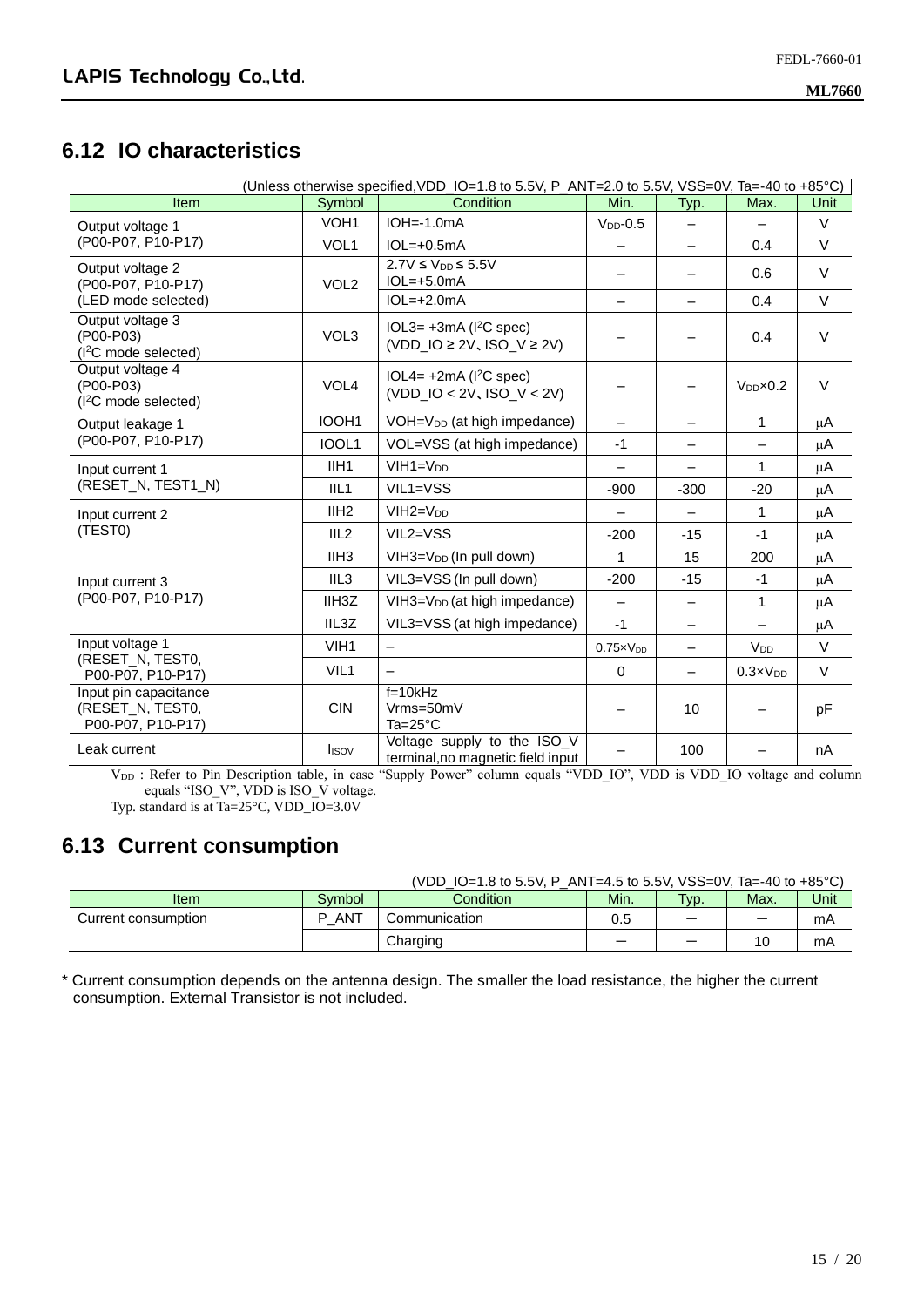## 6.12 IO characteristics

(Unless otherwise specified,VDD_IO=1.8 to 5.5V, P_ANT=2.0 to 5.5V, VSS=0V, Ta=-40 to +85°C)

| Item | Symbol | Condition | Min. | Typ. | Max. | Unit |
|---|---|---|---|---|---|---|
| Output voltage 1 (P00-P07, P10-P17) | VOH1 | IOH=-1.0mA | $V_{DD}$-0.5 | – | – | V |
| | VOL1 | IOL=+0.5mA | – | – | 0.4 | V |
| Output voltage 2 (P00-P07, P10-P17) (LED mode selected) | VOL2 | 2.7V ≤ $V_{DD}$ ≤ 5.5V IOL=+5.0mA | – | – | 0.6 | V |
| | | IOL=+2.0mA | – | – | 0.4 | V |
| Output voltage 3 (P00-P03) ($I^2C$ mode selected) | VOL3 | IOL3= +3mA ($I^2C$ spec) (VDD_IO ≥ 2V、ISO_V ≥ 2V) | – | – | 0.4 | V |
| Output voltage 4 (P00-P03) ($I^2C$ mode selected) | VOL4 | IOL4= +2mA ($I^2C$ spec) (VDD_IO < 2V、ISO_V < 2V) | – | – | $V_{DD}$×0.2 | V |
| Output leakage 1 (P00-P07, P10-P17) | IOOH1 | VOH=$V_{DD}$ (at high impedance) | – | – | 1 | μA |
| | IOOL1 | VOL=VSS (at high impedance) | -1 | – | – | μA |
| Input current 1 (RESET_N, TEST1_N) | IIH1 | VIH1=$V_{DD}$ | – | – | 1 | μA |
| | IIL1 | VIL1=VSS | -900 | -300 | -20 | μA |
| Input current 2 (TEST0) | IIH2 | VIH2=$V_{DD}$ | – | – | 1 | μA |
| | IIL2 | VIL2=VSS | -200 | -15 | -1 | μA |
| Input current 3 (P00-P07, P10-P17) | IIH3 | VIH3=$V_{DD}$ (In pull down) | 1 | 15 | 200 | μA |
| | IIL3 | VIL3=VSS (In pull down) | -200 | -15 | -1 | μA |
| | IIH3Z | VIH3=$V_{DD}$ (at high impedance) | – | – | 1 | μA |
| | IIL3Z | VIL3=VSS (at high impedance) | -1 | – | – | μA |
| Input voltage 1 (RESET_N, TEST0, P00-P07, P10-P17) | VIH1 | – | 0.75×$V_{DD}$ | – | $V_{DD}$ | V |
| | VIL1 | – | 0 | – | 0.3×$V_{DD}$ | V |
| Input pin capacitance (RESET_N, TEST0, P00-P07, P10-P17) | CIN | f=10kHz Vrms=50mV Ta=25°C | – | 10 | – | pF |
| Leak current | $I_{ISOV}$ | Voltage supply to the ISO_V terminal,no magnetic field input | – | 100 | – | nA |

$V_{DD}$ : Refer to Pin Description table, in case "Supply Power" column equals "VDD_IO", VDD is VDD_IO voltage and column equals "ISO_V", VDD is ISO_V voltage.
Typ. standard is at Ta=25°C, VDD_IO=3.0V

## 6.13 Current consumption

(VDD_IO=1.8 to 5.5V, P_ANT=4.5 to 5.5V, VSS=0V, Ta=-40 to +85°C)

| Item | Symbol | Condition | Min. | Typ. | Max. | Unit |
|---|---|---|---|---|---|---|
| Current consumption | P_ANT | Communication | 0.5 | – | – | mA |
| | | Charging | – | – | 10 | mA |

* Current consumption depends on the antenna design. The smaller the load resistance, the higher the current consumption. External Transistor is not included.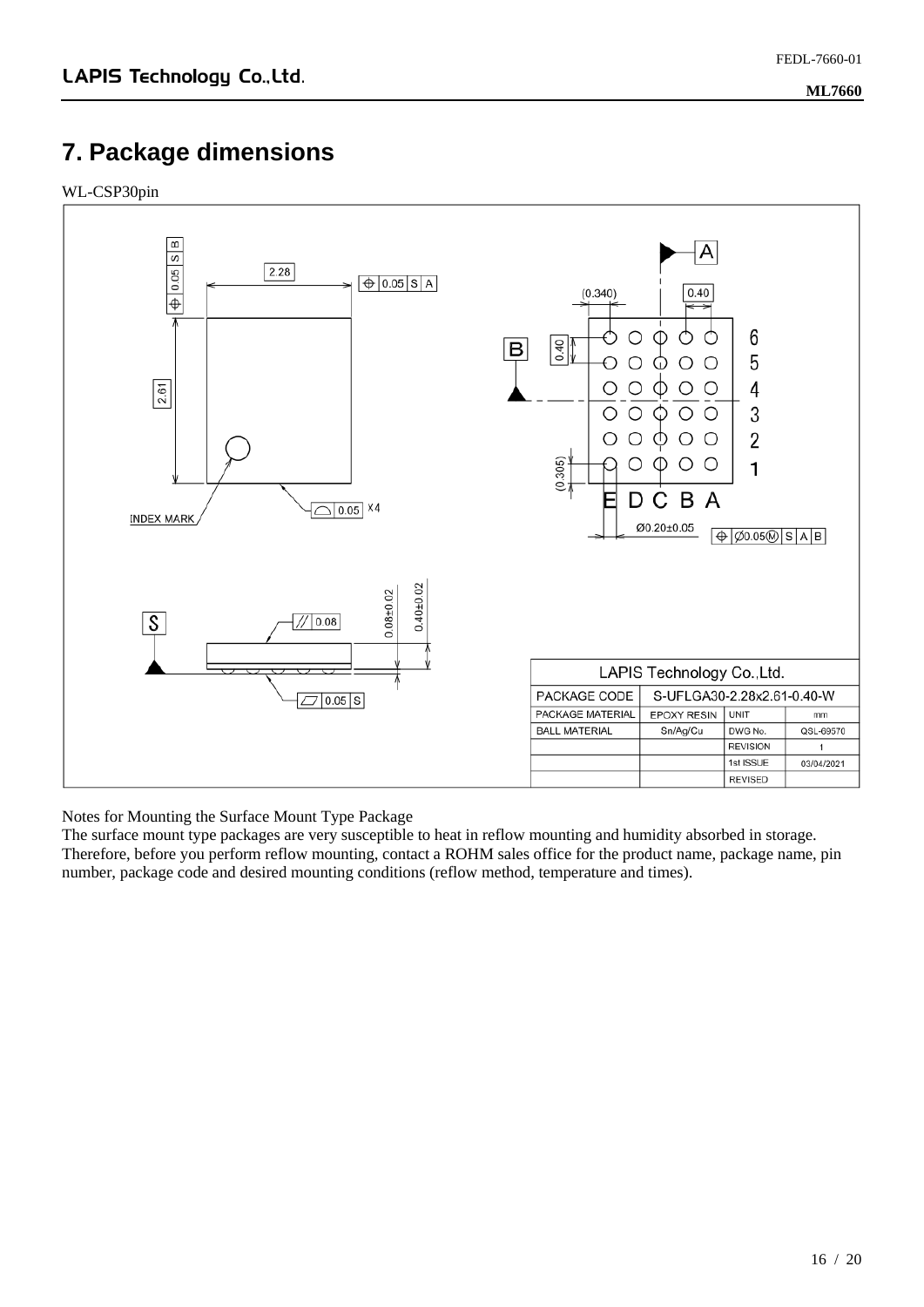# 7. Package dimensions

WL-CSP30pin

| LAPIS Technology Co.,Ltd. | | | |
|---|---|---|---|
| PACKAGE CODE | S-UFLGA30-2.28x2.61-0.40-W | | |
| PACKAGE MATERIAL | EPOXY RESIN | UNIT | mm |
| BALL MATERIAL | Sn/Ag/Cu | DWG No. | QSL-69570 |
| | | REVISION | 1 |
| | | 1st ISSUE | 03/04/2021 |
| | | REVISED | |

Notes for Mounting the Surface Mount Type Package

The surface mount type packages are very susceptible to heat in reflow mounting and humidity absorbed in storage. Therefore, before you perform reflow mounting, contact a ROHM sales office for the product name, package name, pin number, package code and desired mounting conditions (reflow method, temperature and times).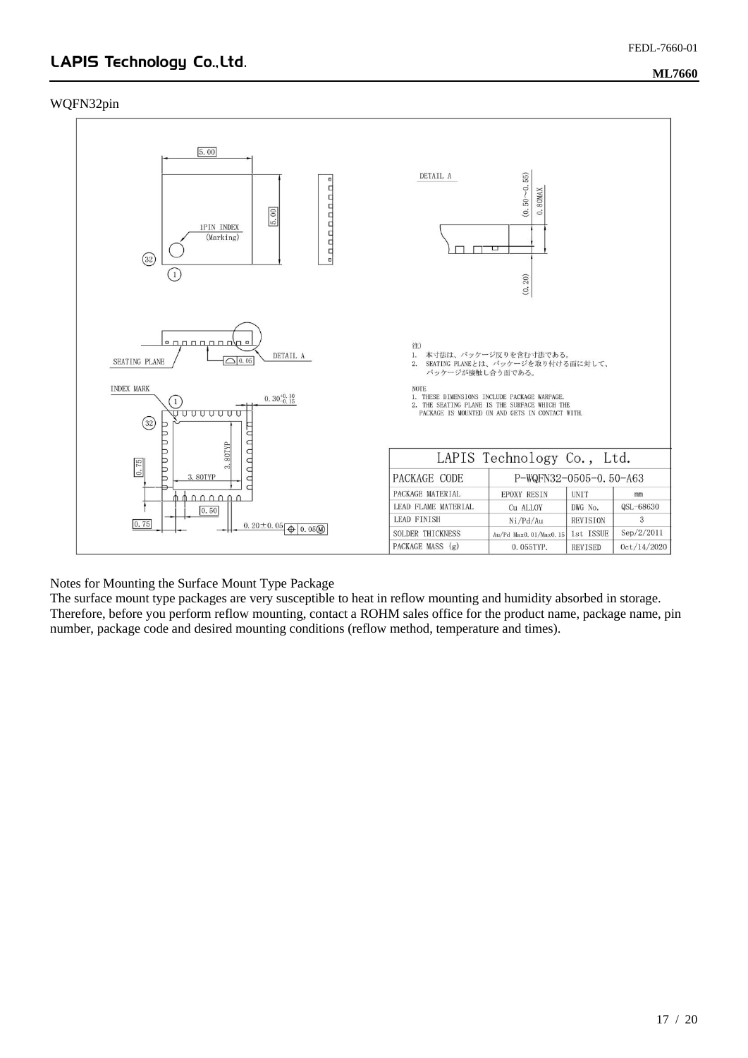WQFN32pin

注)
1. 本寸法は、パッケージ反りを含む寸法である。
2. SEATING PLANEとは、パッケージを取り付ける面に対して、パッケージが接触し合う面である。

NOTE
1. THESE DIMENSIONS INCLUDE PACKAGE WARPAGE.
2. THE SEATING PLANE IS THE SURFACE WHICH THE PACKAGE IS MOUNTED ON AND GETS IN CONTACT WITH.

| LAPIS Technology Co., Ltd. | | | |
|---|---|---|---|
| PACKAGE CODE | P-WQFN32-0505-0.50-A63 | | |
| PACKAGE MATERIAL | EPOXY RESIN | UNIT | mm |
| LEAD FLAME MATERIAL | Cu ALLOY | DWG No. | QSL-68630 |
| LEAD FINISH | Ni/Pd/Au | REVISION | 3 |
| SOLDER THICKNESS | Au/Pd Max0.01/Max0.15 | 1st ISSUE | Sep/2/2011 |
| PACKAGE MASS (g) | 0.055TYP. | REVISED | Oct/14/2020 |

Notes for Mounting the Surface Mount Type Package
The surface mount type packages are very susceptible to heat in reflow mounting and humidity absorbed in storage. Therefore, before you perform reflow mounting, contact a ROHM sales office for the product name, package name, pin number, package code and desired mounting conditions (reflow method, temperature and times).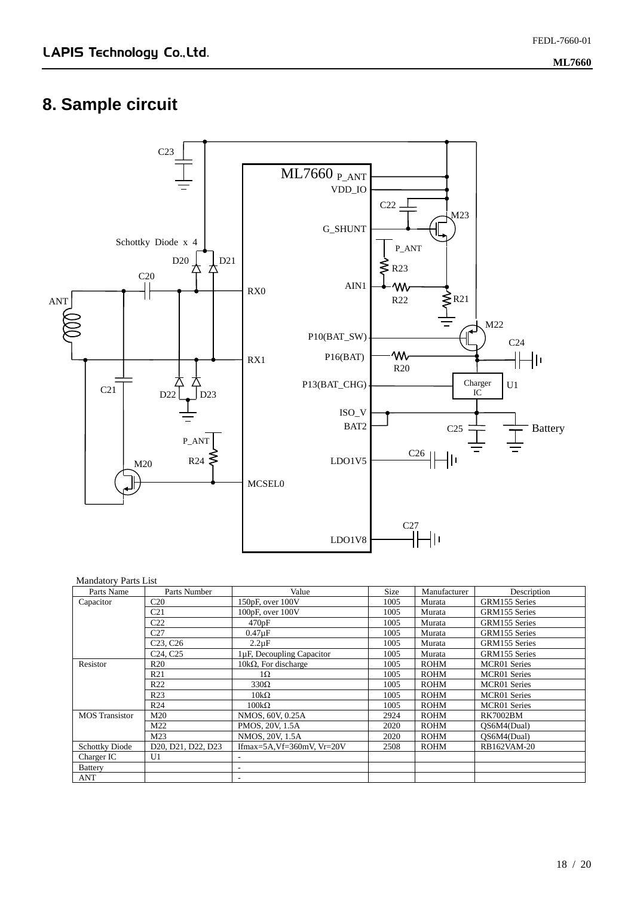# 8. Sample circuit

Mandatory Parts List

| Parts Name | Parts Number | Value | Size | Manufacturer | Description |
|---|---|---|---|---|---|
| Capacitor | C20 | 150pF, over 100V | 1005 | Murata | GRM155 Series |
| | C21 | 100pF, over 100V | 1005 | Murata | GRM155 Series |
| | C22 | 470pF | 1005 | Murata | GRM155 Series |
| | C27 | 0.47μF | 1005 | Murata | GRM155 Series |
| | C23, C26 | 2.2μF | 1005 | Murata | GRM155 Series |
| | C24, C25 | 1μF, Decoupling Capacitor | 1005 | Murata | GRM155 Series |
| Resistor | R20 | 10kΩ, For discharge | 1005 | ROHM | MCR01 Series |
| | R21 | 1Ω | 1005 | ROHM | MCR01 Series |
| | R22 | 330Ω | 1005 | ROHM | MCR01 Series |
| | R23 | 10kΩ | 1005 | ROHM | MCR01 Series |
| | R24 | 100kΩ | 1005 | ROHM | MCR01 Series |
| MOS Transistor | M20 | NMOS, 60V, 0.25A | 2924 | ROHM | RK7002BM |
| | M22 | PMOS, 20V, 1.5A | 2020 | ROHM | QS6M4(Dual) |
| | M23 | NMOS, 20V, 1.5A | 2020 | ROHM | QS6M4(Dual) |
| Schottky Diode | D20, D21, D22, D23 | Ifmax=5A,Vf=360mV, Vr=20V | 2508 | ROHM | RB162VAM-20 |
| Charger IC | U1 | - | | | |
| Battery | | - | | | |
| ANT | | - | | | |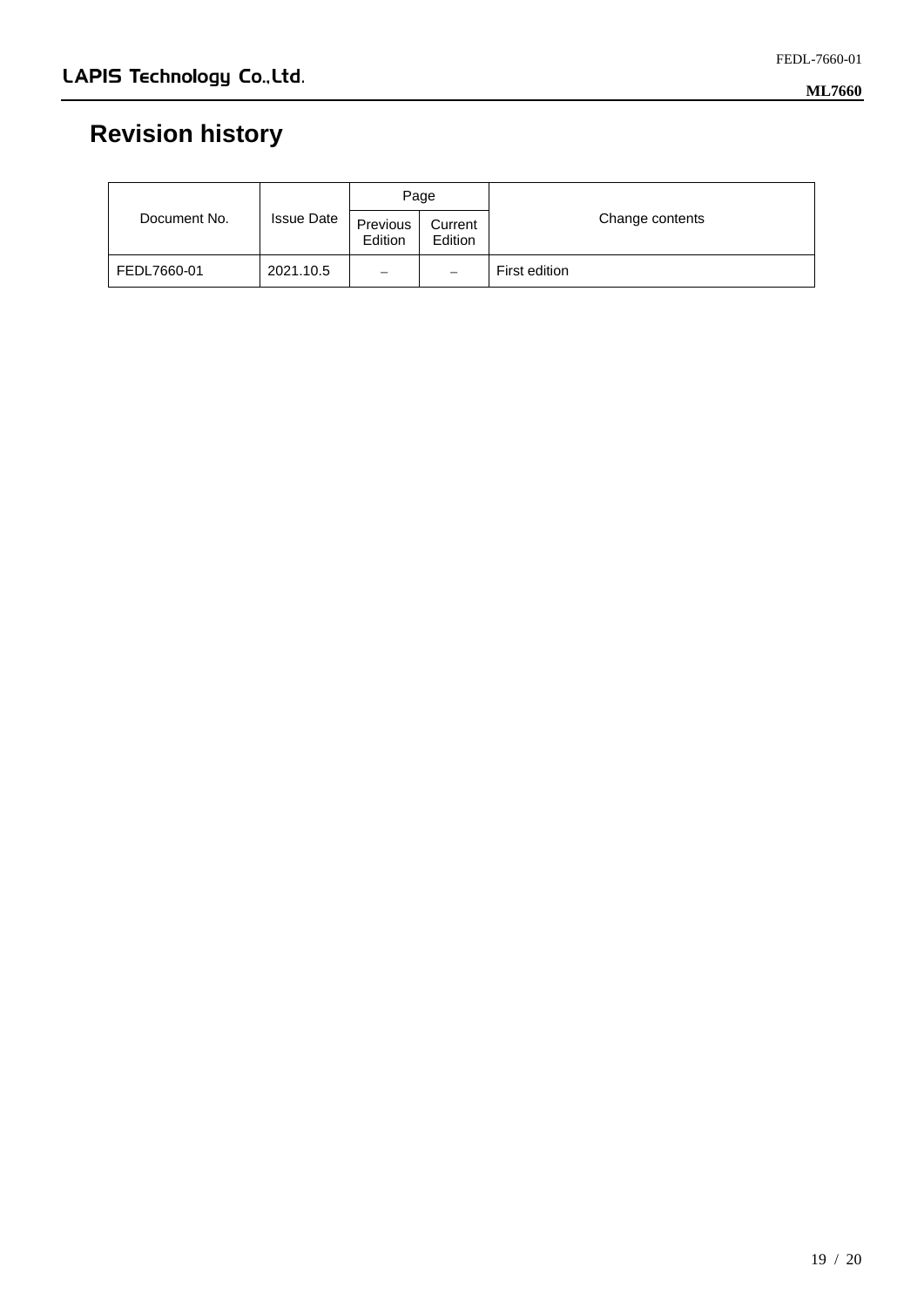# Revision history

| Document No. | Issue Date | Page | | Change contents |
|---|---|---|---|---|
| | | Previous Edition | Current Edition | |
| FEDL7660-01 | 2021.10.5 | – | – | First edition |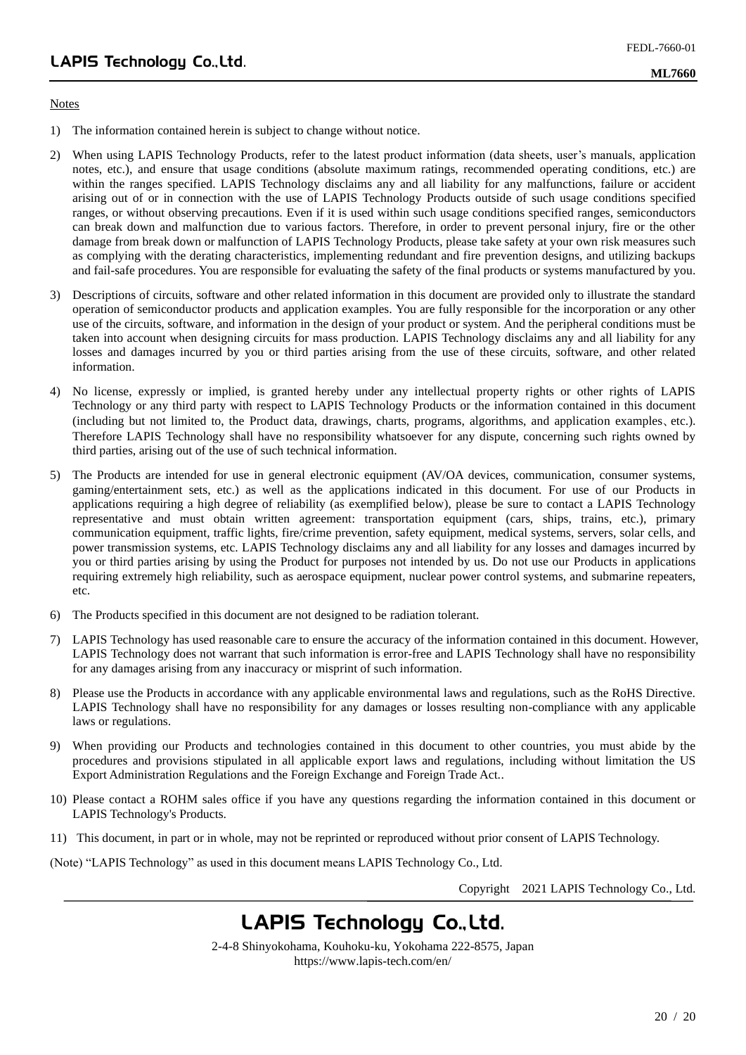Notes

1) The information contained herein is subject to change without notice.

2) When using LAPIS Technology Products, refer to the latest product information (data sheets, user's manuals, application notes, etc.), and ensure that usage conditions (absolute maximum ratings, recommended operating conditions, etc.) are within the ranges specified. LAPIS Technology disclaims any and all liability for any malfunctions, failure or accident arising out of or in connection with the use of LAPIS Technology Products outside of such usage conditions specified ranges, or without observing precautions. Even if it is used within such usage conditions specified ranges, semiconductors can break down and malfunction due to various factors. Therefore, in order to prevent personal injury, fire or the other damage from break down or malfunction of LAPIS Technology Products, please take safety at your own risk measures such as complying with the derating characteristics, implementing redundant and fire prevention designs, and utilizing backups and fail-safe procedures. You are responsible for evaluating the safety of the final products or systems manufactured by you.

3) Descriptions of circuits, software and other related information in this document are provided only to illustrate the standard operation of semiconductor products and application examples. You are fully responsible for the incorporation or any other use of the circuits, software, and information in the design of your product or system. And the peripheral conditions must be taken into account when designing circuits for mass production. LAPIS Technology disclaims any and all liability for any losses and damages incurred by you or third parties arising from the use of these circuits, software, and other related information.

4) No license, expressly or implied, is granted hereby under any intellectual property rights or other rights of LAPIS Technology or any third party with respect to LAPIS Technology Products or the information contained in this document (including but not limited to, the Product data, drawings, charts, programs, algorithms, and application examples、etc.). Therefore LAPIS Technology shall have no responsibility whatsoever for any dispute, concerning such rights owned by third parties, arising out of the use of such technical information.

5) The Products are intended for use in general electronic equipment (AV/OA devices, communication, consumer systems, gaming/entertainment sets, etc.) as well as the applications indicated in this document. For use of our Products in applications requiring a high degree of reliability (as exemplified below), please be sure to contact a LAPIS Technology representative and must obtain written agreement: transportation equipment (cars, ships, trains, etc.), primary communication equipment, traffic lights, fire/crime prevention, safety equipment, medical systems, servers, solar cells, and power transmission systems, etc. LAPIS Technology disclaims any and all liability for any losses and damages incurred by you or third parties arising by using the Product for purposes not intended by us. Do not use our Products in applications requiring extremely high reliability, such as aerospace equipment, nuclear power control systems, and submarine repeaters, etc.

6) The Products specified in this document are not designed to be radiation tolerant.

7) LAPIS Technology has used reasonable care to ensure the accuracy of the information contained in this document. However, LAPIS Technology does not warrant that such information is error-free and LAPIS Technology shall have no responsibility for any damages arising from any inaccuracy or misprint of such information.

8) Please use the Products in accordance with any applicable environmental laws and regulations, such as the RoHS Directive. LAPIS Technology shall have no responsibility for any damages or losses resulting non-compliance with any applicable laws or regulations.

9) When providing our Products and technologies contained in this document to other countries, you must abide by the procedures and provisions stipulated in all applicable export laws and regulations, including without limitation the US Export Administration Regulations and the Foreign Exchange and Foreign Trade Act..

10) Please contact a ROHM sales office if you have any questions regarding the information contained in this document or LAPIS Technology's Products.

11) This document, in part or in whole, may not be reprinted or reproduced without prior consent of LAPIS Technology.

(Note) "LAPIS Technology" as used in this document means LAPIS Technology Co., Ltd.

Copyright 2021 LAPIS Technology Co., Ltd.

**LAPIS Technology Co.,Ltd.**

2-4-8 Shinyokohama, Kouhoku-ku, Yokohama 222-8575, Japan
https://www.lapis-tech.com/en/